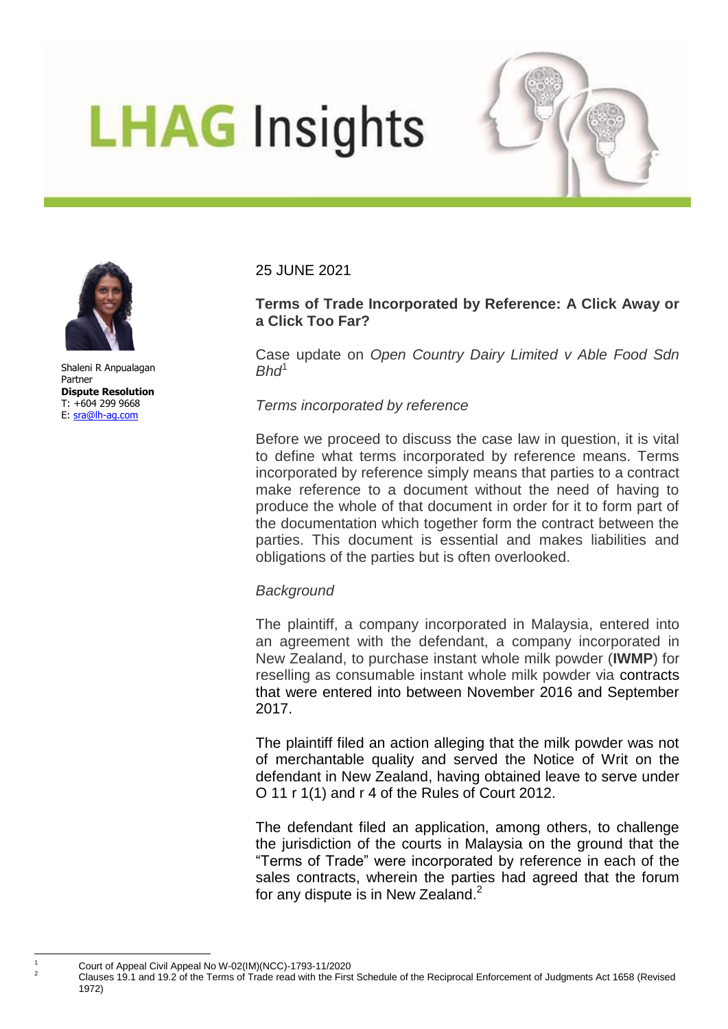# LHAG Insights

Shaleni R Anpualagan
Partner
**Dispute Resolution**
T: +604 299 9668
E: sra@lh-ag.com

25 JUNE 2021

**Terms of Trade Incorporated by Reference: A Click Away or a Click Too Far?**

Case update on *Open Country Dairy Limited v Able Food Sdn Bhd*[1]

*Terms incorporated by reference*

Before we proceed to discuss the case law in question, it is vital to define what terms incorporated by reference means. Terms incorporated by reference simply means that parties to a contract make reference to a document without the need of having to produce the whole of that document in order for it to form part of the documentation which together form the contract between the parties. This document is essential and makes liabilities and obligations of the parties but is often overlooked.

*Background*

The plaintiff, a company incorporated in Malaysia, entered into an agreement with the defendant, a company incorporated in New Zealand, to purchase instant whole milk powder (**IWMP**) for reselling as consumable instant whole milk powder via contracts that were entered into between November 2016 and September 2017.

The plaintiff filed an action alleging that the milk powder was not of merchantable quality and served the Notice of Writ on the defendant in New Zealand, having obtained leave to serve under O 11 r 1(1) and r 4 of the Rules of Court 2012.

The defendant filed an application, among others, to challenge the jurisdiction of the courts in Malaysia on the ground that the "Terms of Trade" were incorporated by reference in each of the sales contracts, wherein the parties had agreed that the forum for any dispute is in New Zealand.[2]

---

[1] Court of Appeal Civil Appeal No W-02(IM)(NCC)-1793-11/2020

[2] Clauses 19.1 and 19.2 of the Terms of Trade read with the First Schedule of the Reciprocal Enforcement of Judgments Act 1658 (Revised 1972)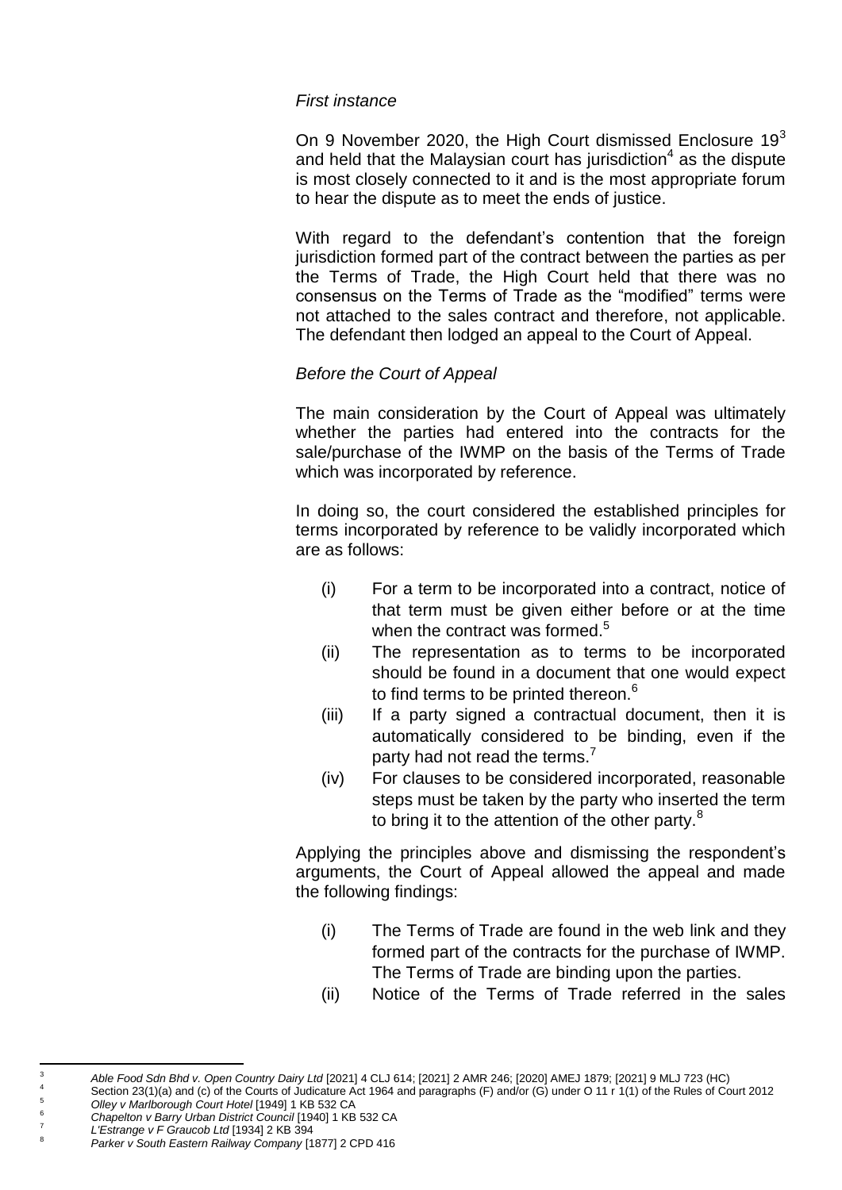*First instance*

On 9 November 2020, the High Court dismissed Enclosure 19[3] and held that the Malaysian court has jurisdiction[4] as the dispute is most closely connected to it and is the most appropriate forum to hear the dispute as to meet the ends of justice.

With regard to the defendant's contention that the foreign jurisdiction formed part of the contract between the parties as per the Terms of Trade, the High Court held that there was no consensus on the Terms of Trade as the "modified" terms were not attached to the sales contract and therefore, not applicable. The defendant then lodged an appeal to the Court of Appeal.

*Before the Court of Appeal*

The main consideration by the Court of Appeal was ultimately whether the parties had entered into the contracts for the sale/purchase of the IWMP on the basis of the Terms of Trade which was incorporated by reference.

In doing so, the court considered the established principles for terms incorporated by reference to be validly incorporated which are as follows:

(i) For a term to be incorporated into a contract, notice of that term must be given either before or at the time when the contract was formed.[5]

(ii) The representation as to terms to be incorporated should be found in a document that one would expect to find terms to be printed thereon.[6]

(iii) If a party signed a contractual document, then it is automatically considered to be binding, even if the party had not read the terms.[7]

(iv) For clauses to be considered incorporated, reasonable steps must be taken by the party who inserted the term to bring it to the attention of the other party.[8]

Applying the principles above and dismissing the respondent's arguments, the Court of Appeal allowed the appeal and made the following findings:

(i) The Terms of Trade are found in the web link and they formed part of the contracts for the purchase of IWMP. The Terms of Trade are binding upon the parties.

(ii) Notice of the Terms of Trade referred in the sales

---

[3] *Able Food Sdn Bhd v. Open Country Dairy Ltd* [2021] 4 CLJ 614; [2021] 2 AMR 246; [2020] AMEJ 1879; [2021] 9 MLJ 723 (HC)

[4] Section 23(1)(a) and (c) of the Courts of Judicature Act 1964 and paragraphs (F) and/or (G) under O 11 r 1(1) of the Rules of Court 2012

[5] *Olley v Marlborough Court Hotel* [1949] 1 KB 532 CA

[6] *Chapelton v Barry Urban District Council* [1940] 1 KB 532 CA

[7] *L'Estrange v F Graucob Ltd* [1934] 2 KB 394

[8] *Parker v South Eastern Railway Company* [1877] 2 CPD 416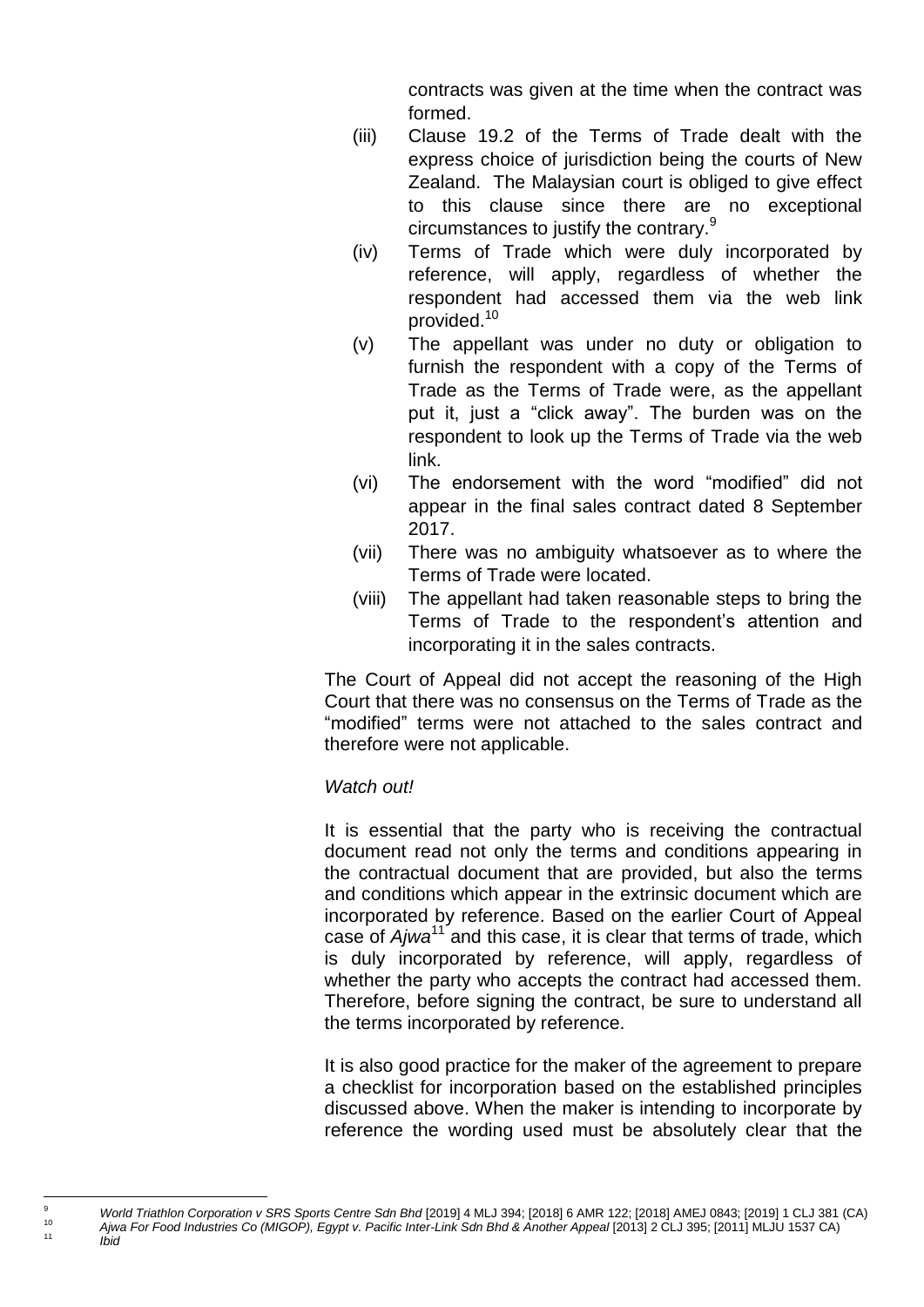contracts was given at the time when the contract was formed.

(iii) Clause 19.2 of the Terms of Trade dealt with the express choice of jurisdiction being the courts of New Zealand. The Malaysian court is obliged to give effect to this clause since there are no exceptional circumstances to justify the contrary.[9]

(iv) Terms of Trade which were duly incorporated by reference, will apply, regardless of whether the respondent had accessed them via the web link provided.[10]

(v) The appellant was under no duty or obligation to furnish the respondent with a copy of the Terms of Trade as the Terms of Trade were, as the appellant put it, just a "click away". The burden was on the respondent to look up the Terms of Trade via the web link.

(vi) The endorsement with the word "modified" did not appear in the final sales contract dated 8 September 2017.

(vii) There was no ambiguity whatsoever as to where the Terms of Trade were located.

(viii) The appellant had taken reasonable steps to bring the Terms of Trade to the respondent's attention and incorporating it in the sales contracts.

The Court of Appeal did not accept the reasoning of the High Court that there was no consensus on the Terms of Trade as the "modified" terms were not attached to the sales contract and therefore were not applicable.

*Watch out!*

It is essential that the party who is receiving the contractual document read not only the terms and conditions appearing in the contractual document that are provided, but also the terms and conditions which appear in the extrinsic document which are incorporated by reference. Based on the earlier Court of Appeal case of *Ajwa*[11] and this case, it is clear that terms of trade, which is duly incorporated by reference, will apply, regardless of whether the party who accepts the contract had accessed them. Therefore, before signing the contract, be sure to understand all the terms incorporated by reference.

It is also good practice for the maker of the agreement to prepare a checklist for incorporation based on the established principles discussed above. When the maker is intending to incorporate by reference the wording used must be absolutely clear that the

---

[9] *World Triathlon Corporation v SRS Sports Centre Sdn Bhd* [2019] 4 MLJ 394; [2018] 6 AMR 122; [2018] AMEJ 0843; [2019] 1 CLJ 381 (CA)

[10] *Ajwa For Food Industries Co (MIGOP), Egypt v. Pacific Inter-Link Sdn Bhd & Another Appeal* [2013] 2 CLJ 395; [2011] MLJU 1537 CA)

[11] *Ibid*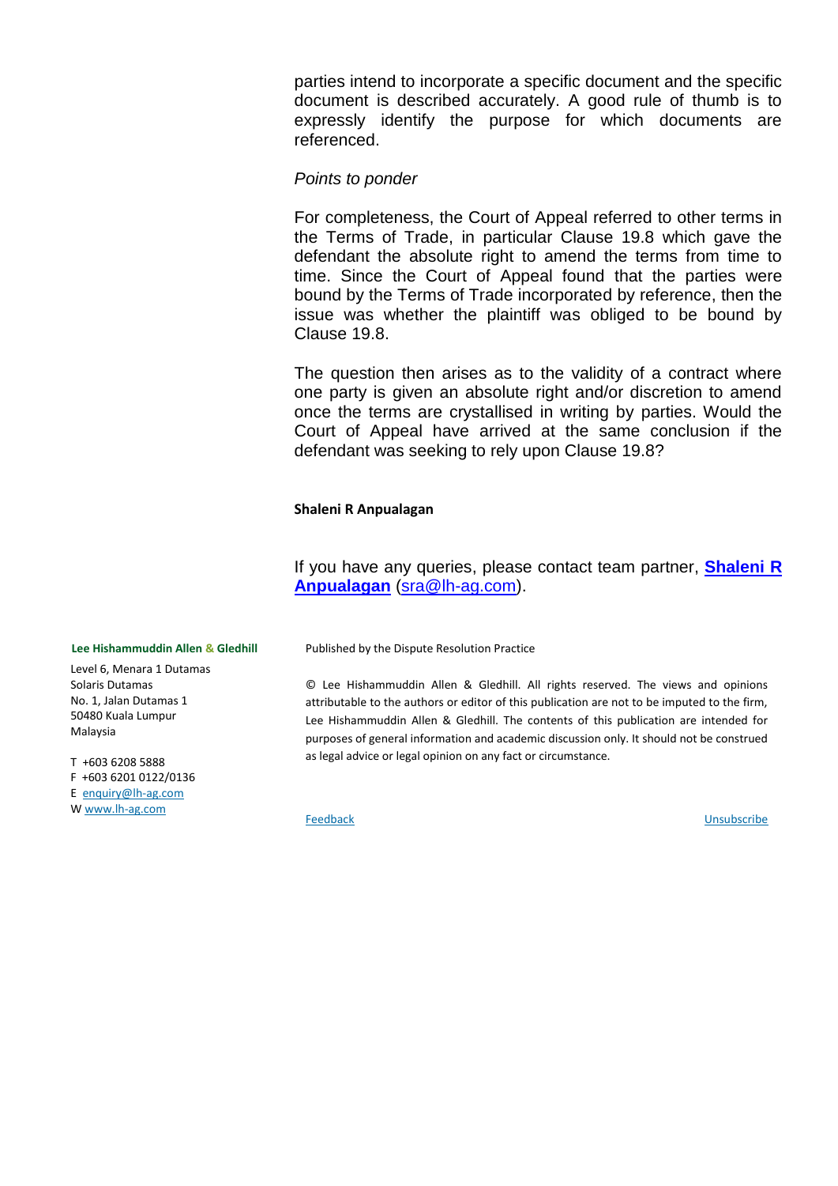parties intend to incorporate a specific document and the specific document is described accurately. A good rule of thumb is to expressly identify the purpose for which documents are referenced.

*Points to ponder*

For completeness, the Court of Appeal referred to other terms in the Terms of Trade, in particular Clause 19.8 which gave the defendant the absolute right to amend the terms from time to time. Since the Court of Appeal found that the parties were bound by the Terms of Trade incorporated by reference, then the issue was whether the plaintiff was obliged to be bound by Clause 19.8.

The question then arises as to the validity of a contract where one party is given an absolute right and/or discretion to amend once the terms are crystallised in writing by parties. Would the Court of Appeal have arrived at the same conclusion if the defendant was seeking to rely upon Clause 19.8?

**Shaleni R Anpualagan**

If you have any queries, please contact team partner, **Shaleni R Anpualagan** (sra@lh-ag.com).

**Lee Hishammuddin Allen & Gledhill**

Level 6, Menara 1 Dutamas
Solaris Dutamas
No. 1, Jalan Dutamas 1
50480 Kuala Lumpur
Malaysia

T +603 6208 5888
F +603 6201 0122/0136
E enquiry@lh-ag.com
W www.lh-ag.com

Published by the Dispute Resolution Practice

© Lee Hishammuddin Allen & Gledhill. All rights reserved. The views and opinions attributable to the authors or editor of this publication are not to be imputed to the firm, Lee Hishammuddin Allen & Gledhill. The contents of this publication are intended for purposes of general information and academic discussion only. It should not be construed as legal advice or legal opinion on any fact or circumstance.

Feedback

Unsubscribe